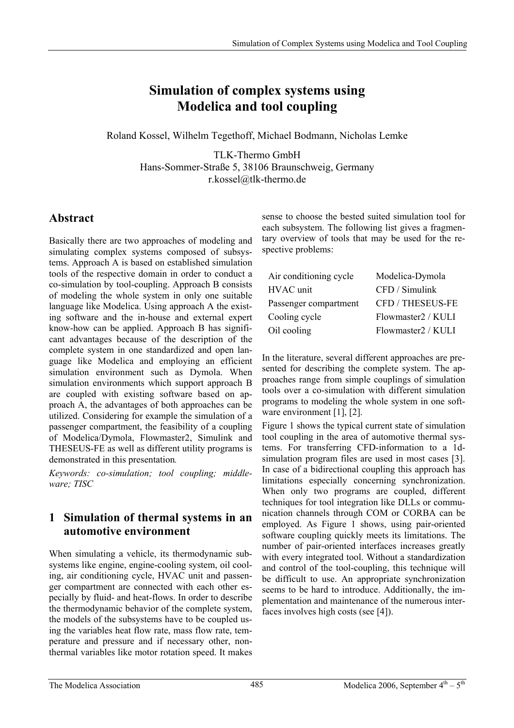# Simulation of complex systems using Modelica and tool coupling

Roland Kossel, Wilhelm Tegethoff, Michael Bodmann, Nicholas Lemke

TLK-Thermo GmbH
Hans-Sommer-Straße 5, 38106 Braunschweig, Germany
r.kossel@tlk-thermo.de

## Abstract

Basically there are two approaches of modeling and simulating complex systems composed of subsystems. Approach A is based on established simulation tools of the respective domain in order to conduct a co-simulation by tool-coupling. Approach B consists of modeling the whole system in only one suitable language like Modelica. Using approach A the existing software and the in-house and external expert know-how can be applied. Approach B has significant advantages because of the description of the complete system in one standardized and open language like Modelica and employing an efficient simulation environment such as Dymola. When simulation environments which support approach B are coupled with existing software based on approach A, the advantages of both approaches can be utilized. Considering for example the simulation of a passenger compartment, the feasibility of a coupling of Modelica/Dymola, Flowmaster2, Simulink and THESEUS-FE as well as different utility programs is demonstrated in this presentation*.*

*Keywords: co-simulation; tool coupling; middleware; TISC*

## 1 Simulation of thermal systems in an automotive environment

When simulating a vehicle, its thermodynamic subsystems like engine, engine-cooling system, oil cooling, air conditioning cycle, HVAC unit and passenger compartment are connected with each other especially by fluid- and heat-flows. In order to describe the thermodynamic behavior of the complete system, the models of the subsystems have to be coupled using the variables heat flow rate, mass flow rate, temperature and pressure and if necessary other, non-thermal variables like motor rotation speed. It makes sense to choose the bested suited simulation tool for each subsystem. The following list gives a fragmentary overview of tools that may be used for the respective problems:

| | |
|---|---|
| Air conditioning cycle | Modelica-Dymola |
| HVAC unit | CFD / Simulink |
| Passenger compartment | CFD / THESEUS-FE |
| Cooling cycle | Flowmaster2 / KULI |
| Oil cooling | Flowmaster2 / KULI |

In the literature, several different approaches are presented for describing the complete system. The approaches range from simple couplings of simulation tools over a co-simulation with different simulation programs to modeling the whole system in one software environment [1], [2].

Figure 1 shows the typical current state of simulation tool coupling in the area of automotive thermal systems. For transferring CFD-information to a 1d-simulation program files are used in most cases [3]. In case of a bidirectional coupling this approach has limitations especially concerning synchronization. When only two programs are coupled, different techniques for tool integration like DLLs or communication channels through COM or CORBA can be employed. As Figure 1 shows, using pair-oriented software coupling quickly meets its limitations. The number of pair-oriented interfaces increases greatly with every integrated tool. Without a standardization and control of the tool-coupling, this technique will be difficult to use. An appropriate synchronization seems to be hard to introduce. Additionally, the implementation and maintenance of the numerous interfaces involves high costs (see [4]).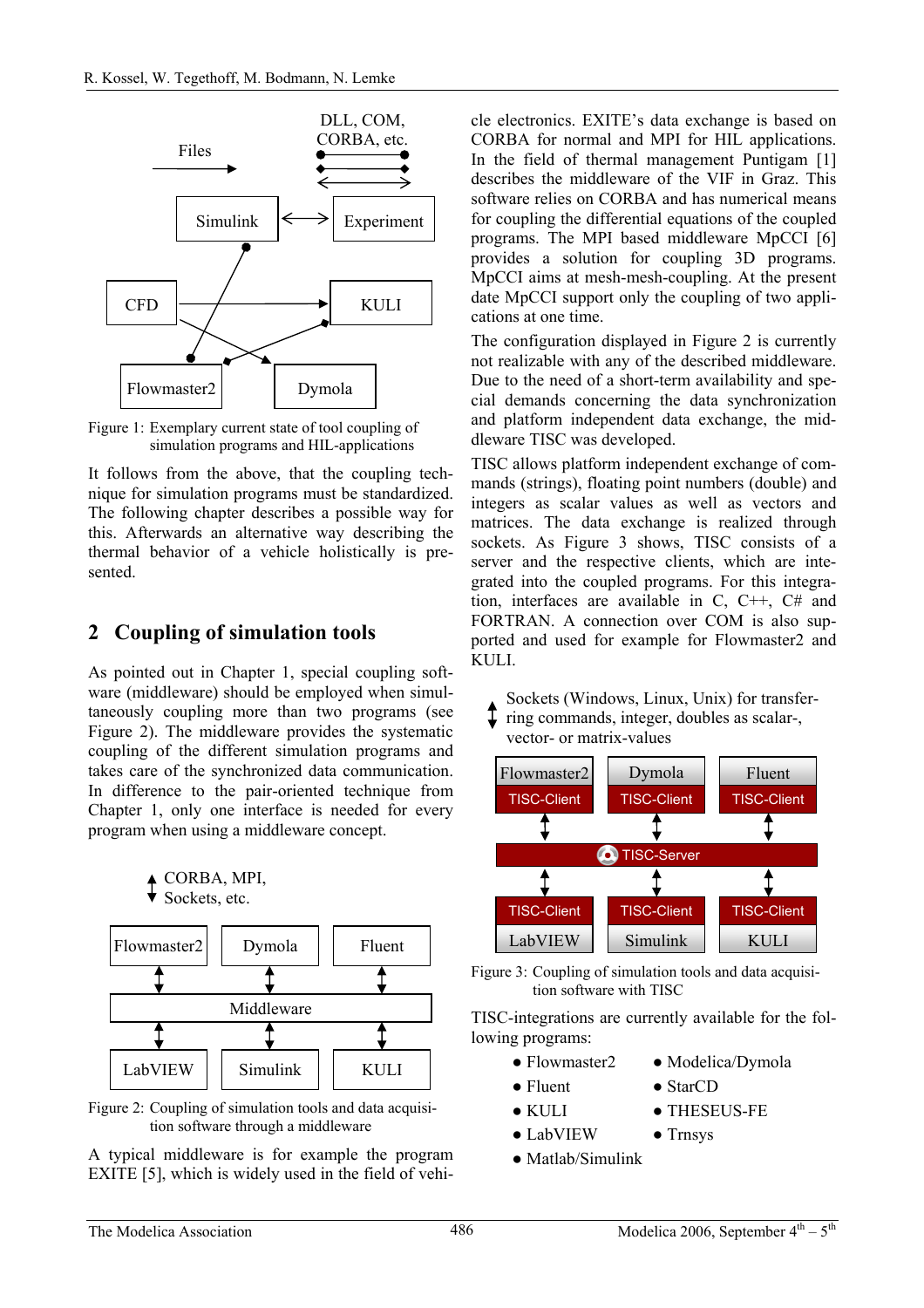Figure 1: Exemplary current state of tool coupling of simulation programs and HIL-applications

It follows from the above, that the coupling technique for simulation programs must be standardized. The following chapter describes a possible way for this. Afterwards an alternative way describing the thermal behavior of a vehicle holistically is presented.

## 2 Coupling of simulation tools

As pointed out in Chapter 1, special coupling software (middleware) should be employed when simultaneously coupling more than two programs (see Figure 2). The middleware provides the systematic coupling of the different simulation programs and takes care of the synchronized data communication. In difference to the pair-oriented technique from Chapter 1, only one interface is needed for every program when using a middleware concept.

Figure 2: Coupling of simulation tools and data acquisition software through a middleware

A typical middleware is for example the program EXITE [5], which is widely used in the field of vehicle electronics. EXITE's data exchange is based on CORBA for normal and MPI for HIL applications. In the field of thermal management Puntigam [1] describes the middleware of the VIF in Graz. This software relies on CORBA and has numerical means for coupling the differential equations of the coupled programs. The MPI based middleware MpCCI [6] provides a solution for coupling 3D programs. MpCCI aims at mesh-mesh-coupling. At the present date MpCCI support only the coupling of two applications at one time.

The configuration displayed in Figure 2 is currently not realizable with any of the described middleware. Due to the need of a short-term availability and special demands concerning the data synchronization and platform independent data exchange, the middleware TISC was developed.

TISC allows platform independent exchange of commands (strings), floating point numbers (double) and integers as scalar values as well as vectors and matrices. The data exchange is realized through sockets. As Figure 3 shows, TISC consists of a server and the respective clients, which are integrated into the coupled programs. For this integration, interfaces are available in C, C++, C# and FORTRAN. A connection over COM is also supported and used for example for Flowmaster2 and KULI.

Figure 3: Coupling of simulation tools and data acquisition software with TISC

TISC-integrations are currently available for the following programs:

- Flowmaster2
- Fluent
- KULI
- LabVIEW
- Matlab/Simulink
- Modelica/Dymola
- StarCD
- THESEUS-FE
- Trnsys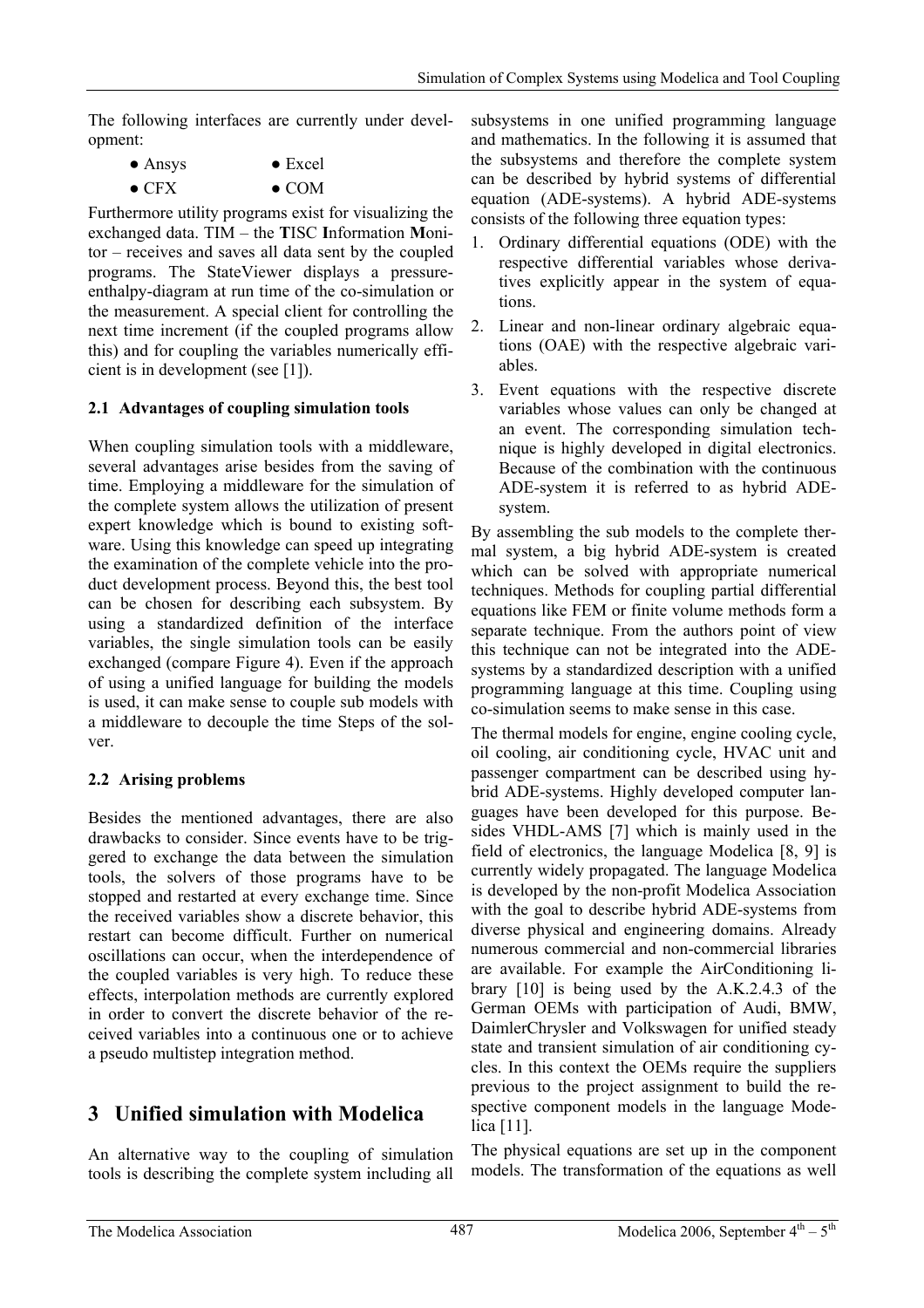The following interfaces are currently under development:

- Ansys
- Excel
- CFX
- COM

Furthermore utility programs exist for visualizing the exchanged data. TIM – the **T**ISC **I**nformation **M**onitor – receives and saves all data sent by the coupled programs. The StateViewer displays a pressure-enthalpy-diagram at run time of the co-simulation or the measurement. A special client for controlling the next time increment (if the coupled programs allow this) and for coupling the variables numerically efficient is in development (see [1]).

### 2.1 Advantages of coupling simulation tools

When coupling simulation tools with a middleware, several advantages arise besides from the saving of time. Employing a middleware for the simulation of the complete system allows the utilization of present expert knowledge which is bound to existing software. Using this knowledge can speed up integrating the examination of the complete vehicle into the product development process. Beyond this, the best tool can be chosen for describing each subsystem. By using a standardized definition of the interface variables, the single simulation tools can be easily exchanged (compare Figure 4). Even if the approach of using a unified language for building the models is used, it can make sense to couple sub models with a middleware to decouple the time Steps of the solver.

### 2.2 Arising problems

Besides the mentioned advantages, there are also drawbacks to consider. Since events have to be triggered to exchange the data between the simulation tools, the solvers of those programs have to be stopped and restarted at every exchange time. Since the received variables show a discrete behavior, this restart can become difficult. Further on numerical oscillations can occur, when the interdependence of the coupled variables is very high. To reduce these effects, interpolation methods are currently explored in order to convert the discrete behavior of the received variables into a continuous one or to achieve a pseudo multistep integration method.

## 3 Unified simulation with Modelica

An alternative way to the coupling of simulation tools is describing the complete system including all subsystems in one unified programming language and mathematics. In the following it is assumed that the subsystems and therefore the complete system can be described by hybrid systems of differential equation (ADE-systems). A hybrid ADE-systems consists of the following three equation types:

1. Ordinary differential equations (ODE) with the respective differential variables whose derivatives explicitly appear in the system of equations.
2. Linear and non-linear ordinary algebraic equations (OAE) with the respective algebraic variables.
3. Event equations with the respective discrete variables whose values can only be changed at an event. The corresponding simulation technique is highly developed in digital electronics. Because of the combination with the continuous ADE-system it is referred to as hybrid ADE-system.

By assembling the sub models to the complete thermal system, a big hybrid ADE-system is created which can be solved with appropriate numerical techniques. Methods for coupling partial differential equations like FEM or finite volume methods form a separate technique. From the authors point of view this technique can not be integrated into the ADE-systems by a standardized description with a unified programming language at this time. Coupling using co-simulation seems to make sense in this case.

The thermal models for engine, engine cooling cycle, oil cooling, air conditioning cycle, HVAC unit and passenger compartment can be described using hybrid ADE-systems. Highly developed computer languages have been developed for this purpose. Besides VHDL-AMS [7] which is mainly used in the field of electronics, the language Modelica [8, 9] is currently widely propagated. The language Modelica is developed by the non-profit Modelica Association with the goal to describe hybrid ADE-systems from diverse physical and engineering domains. Already numerous commercial and non-commercial libraries are available. For example the AirConditioning library [10] is being used by the A.K.2.4.3 of the German OEMs with participation of Audi, BMW, DaimlerChrysler and Volkswagen for unified steady state and transient simulation of air conditioning cycles. In this context the OEMs require the suppliers previous to the project assignment to build the respective component models in the language Modelica [11].

The physical equations are set up in the component models. The transformation of the equations as well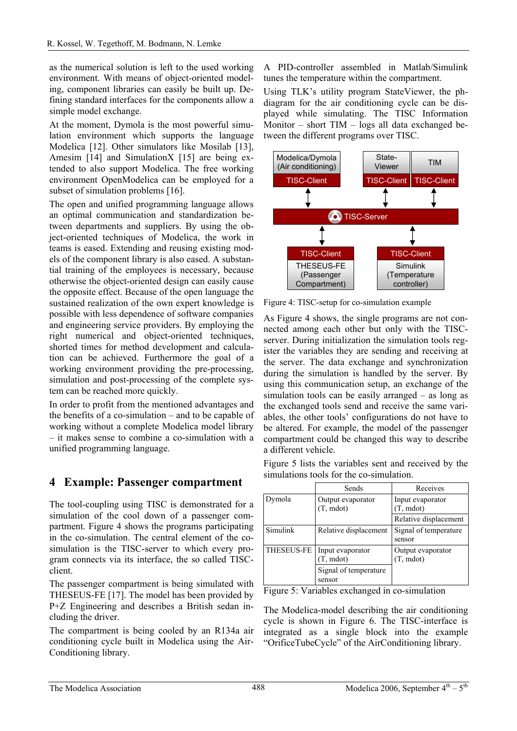as the numerical solution is left to the used working environment. With means of object-oriented modeling, component libraries can easily be built up. Defining standard interfaces for the components allow a simple model exchange.

At the moment, Dymola is the most powerful simulation environment which supports the language Modelica [12]. Other simulators like Mosilab [13], Amesim [14] and SimulationX [15] are being extended to also support Modelica. The free working environment OpenModelica can be employed for a subset of simulation problems [16].

The open and unified programming language allows an optimal communication and standardization between departments and suppliers. By using the object-oriented techniques of Modelica, the work in teams is eased. Extending and reusing existing models of the component library is also eased. A substantial training of the employees is necessary, because otherwise the object-oriented design can easily cause the opposite effect. Because of the open language the sustained realization of the own expert knowledge is possible with less dependence of software companies and engineering service providers. By employing the right numerical and object-oriented techniques, shorted times for method development and calculation can be achieved. Furthermore the goal of a working environment providing the pre-processing, simulation and post-processing of the complete system can be reached more quickly.

In order to profit from the mentioned advantages and the benefits of a co-simulation – and to be capable of working without a complete Modelica model library – it makes sense to combine a co-simulation with a unified programming language.

## 4 Example: Passenger compartment

The tool-coupling using TISC is demonstrated for a simulation of the cool down of a passenger compartment. Figure 4 shows the programs participating in the co-simulation. The central element of the co-simulation is the TISC-server to which every program connects via its interface, the so called TISC-client.

The passenger compartment is being simulated with THESEUS-FE [17]. The model has been provided by P+Z Engineering and describes a British sedan including the driver.

The compartment is being cooled by an R134a air conditioning cycle built in Modelica using the Air-Conditioning library.

A PID-controller assembled in Matlab/Simulink tunes the temperature within the compartment.

Using TLK's utility program StateViewer, the ph-diagram for the air conditioning cycle can be displayed while simulating. The TISC Information Monitor – short TIM – logs all data exchanged between the different programs over TISC.

Modelica/Dymola (Air conditioning) — TISC-Client

State-Viewer — TISC-Client

TIM — TISC-Client

TISC-Server

TISC-Client — THESEUS-FE (Passenger Compartment)

TISC-Client — Simulink (Temperature controller)

Figure 4: TISC-setup for co-simulation example

As Figure 4 shows, the single programs are not connected among each other but only with the TISC-server. During initialization the simulation tools register the variables they are sending and receiving at the server. The data exchange and synchronization during the simulation is handled by the server. By using this communication setup, an exchange of the simulation tools can be easily arranged – as long as the exchanged tools send and receive the same variables, the other tools' configurations do not have to be altered. For example, the model of the passenger compartment could be changed this way to describe a different vehicle.

Figure 5 lists the variables sent and received by the simulations tools for the co-simulation.

| | Sends | Receives |
|---|---|---|
| Dymola | Output evaporator (T, mdot) | Input evaporator (T, mdot) |
| | | Relative displacement |
| Simulink | Relative displacement | Signal of temperature sensor |
| THESEUS-FE | Input evaporator (T, mdot) | Output evaporator (T, mdot) |
| | Signal of temperature sensor | |

Figure 5: Variables exchanged in co-simulation

The Modelica-model describing the air conditioning cycle is shown in Figure 6. The TISC-interface is integrated as a single block into the example "OrificeTubeCycle" of the AirConditioning library.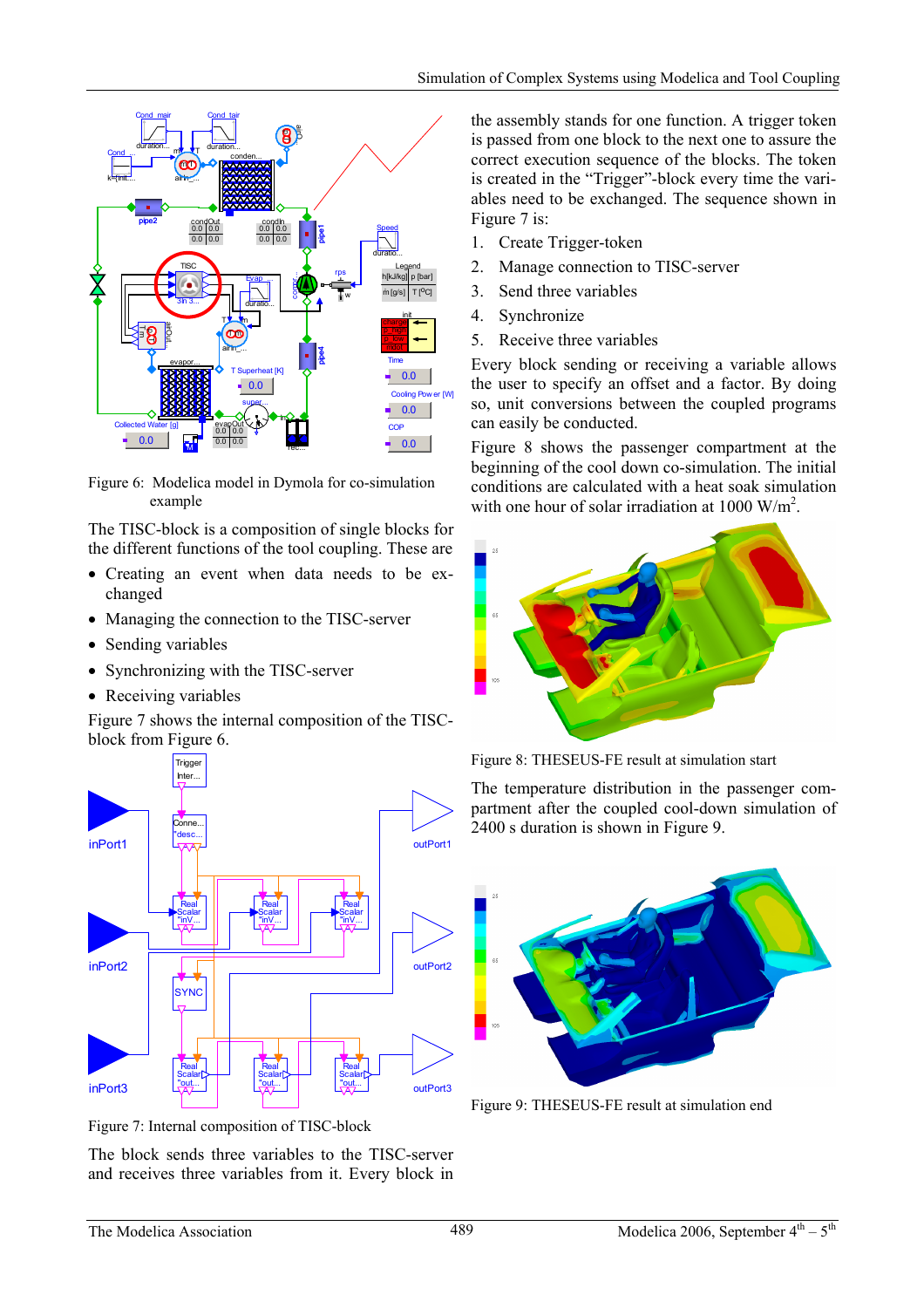Figure 6: Modelica model in Dymola for co-simulation example

The TISC-block is a composition of single blocks for the different functions of the tool coupling. These are

- Creating an event when data needs to be exchanged
- Managing the connection to the TISC-server
- Sending variables
- Synchronizing with the TISC-server
- Receiving variables

Figure 7 shows the internal composition of the TISC-block from Figure 6.

Figure 7: Internal composition of TISC-block

The block sends three variables to the TISC-server and receives three variables from it. Every block in the assembly stands for one function. A trigger token is passed from one block to the next one to assure the correct execution sequence of the blocks. The token is created in the "Trigger"-block every time the variables need to be exchanged. The sequence shown in Figure 7 is:

1. Create Trigger-token
2. Manage connection to TISC-server
3. Send three variables
4. Synchronize
5. Receive three variables

Every block sending or receiving a variable allows the user to specify an offset and a factor. By doing so, unit conversions between the coupled programs can easily be conducted.

Figure 8 shows the passenger compartment at the beginning of the cool down co-simulation. The initial conditions are calculated with a heat soak simulation with one hour of solar irradiation at 1000 W/m$^2$.

Figure 8: THESEUS-FE result at simulation start

The temperature distribution in the passenger compartment after the coupled cool-down simulation of 2400 s duration is shown in Figure 9.

Figure 9: THESEUS-FE result at simulation end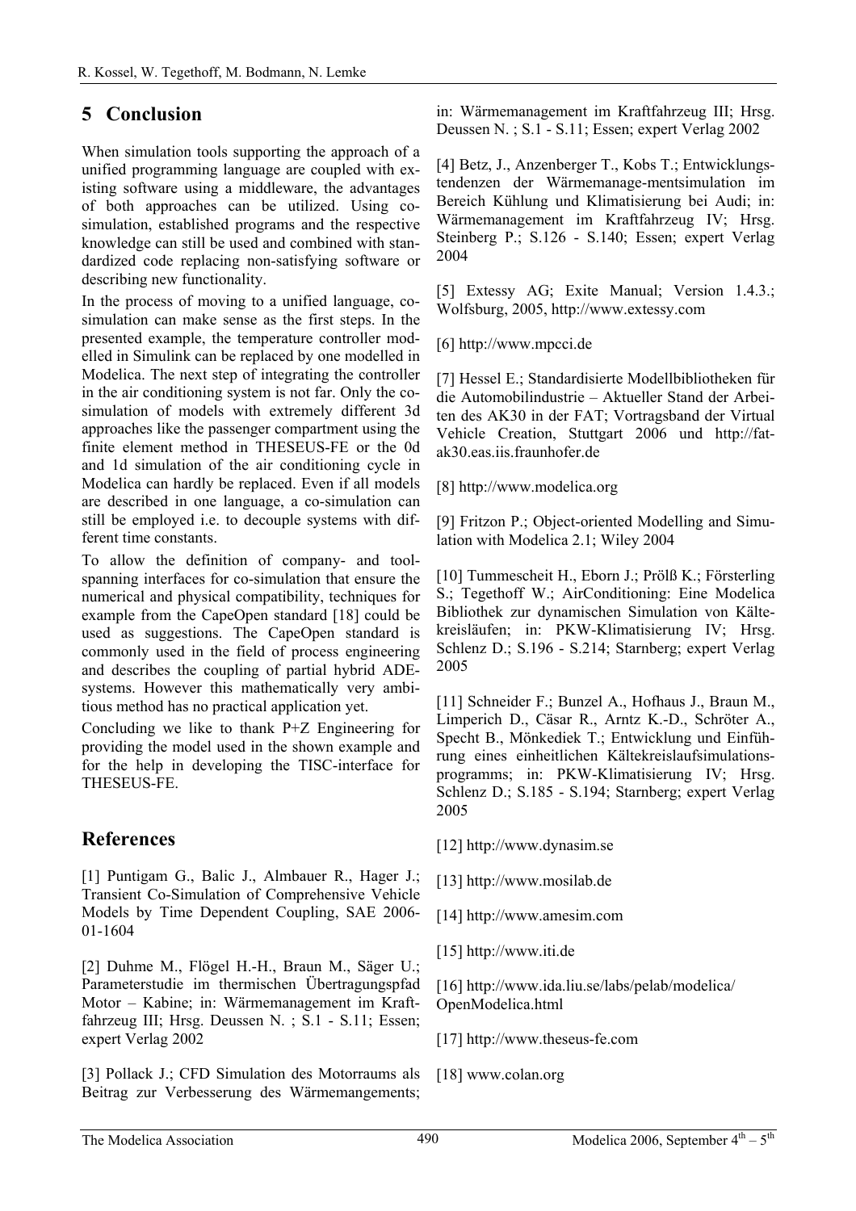## 5 Conclusion

When simulation tools supporting the approach of a unified programming language are coupled with existing software using a middleware, the advantages of both approaches can be utilized. Using co-simulation, established programs and the respective knowledge can still be used and combined with standardized code replacing non-satisfying software or describing new functionality.

In the process of moving to a unified language, co-simulation can make sense as the first steps. In the presented example, the temperature controller modelled in Simulink can be replaced by one modelled in Modelica. The next step of integrating the controller in the air conditioning system is not far. Only the co-simulation of models with extremely different 3d approaches like the passenger compartment using the finite element method in THESEUS-FE or the 0d and 1d simulation of the air conditioning cycle in Modelica can hardly be replaced. Even if all models are described in one language, a co-simulation can still be employed i.e. to decouple systems with different time constants.

To allow the definition of company- and tool-spanning interfaces for co-simulation that ensure the numerical and physical compatibility, techniques for example from the CapeOpen standard [18] could be used as suggestions. The CapeOpen standard is commonly used in the field of process engineering and describes the coupling of partial hybrid ADE-systems. However this mathematically very ambitious method has no practical application yet.

Concluding we like to thank P+Z Engineering for providing the model used in the shown example and for the help in developing the TISC-interface for THESEUS-FE.

## References

[1] Puntigam G., Balic J., Almbauer R., Hager J.; Transient Co-Simulation of Comprehensive Vehicle Models by Time Dependent Coupling, SAE 2006-01-1604

[2] Duhme M., Flögel H.-H., Braun M., Säger U.; Parameterstudie im thermischen Übertragungspfad Motor – Kabine; in: Wärmemanagement im Kraftfahrzeug III; Hrsg. Deussen N. ; S.1 - S.11; Essen; expert Verlag 2002

[3] Pollack J.; CFD Simulation des Motorraums als Beitrag zur Verbesserung des Wärmemangements; in: Wärmemanagement im Kraftfahrzeug III; Hrsg. Deussen N. ; S.1 - S.11; Essen; expert Verlag 2002

[4] Betz, J., Anzenberger T., Kobs T.; Entwicklungstendenzen der Wärmemanage-mentsimulation im Bereich Kühlung und Klimatisierung bei Audi; in: Wärmemanagement im Kraftfahrzeug IV; Hrsg. Steinberg P.; S.126 - S.140; Essen; expert Verlag 2004

[5] Extessy AG; Exite Manual; Version 1.4.3.; Wolfsburg, 2005, http://www.extessy.com

[6] http://www.mpcci.de

[7] Hessel E.; Standardisierte Modellbibliotheken für die Automobilindustrie – Aktueller Stand der Arbeiten des AK30 in der FAT; Vortragsband der Virtual Vehicle Creation, Stuttgart 2006 und http://fat-ak30.eas.iis.fraunhofer.de

[8] http://www.modelica.org

[9] Fritzon P.; Object-oriented Modelling and Simulation with Modelica 2.1; Wiley 2004

[10] Tummescheit H., Eborn J.; Prölß K.; Försterling S.; Tegethoff W.; AirConditioning: Eine Modelica Bibliothek zur dynamischen Simulation von Kältekreisläufen; in: PKW-Klimatisierung IV; Hrsg. Schlenz D.; S.196 - S.214; Starnberg; expert Verlag 2005

[11] Schneider F.; Bunzel A., Hofhaus J., Braun M., Limperich D., Cäsar R., Arntz K.-D., Schröter A., Specht B., Mönkediek T.; Entwicklung und Einführung eines einheitlichen Kältekreislaufsimulationsprogramms; in: PKW-Klimatisierung IV; Hrsg. Schlenz D.; S.185 - S.194; Starnberg; expert Verlag 2005

[12] http://www.dynasim.se

[13] http://www.mosilab.de

[14] http://www.amesim.com

[15] http://www.iti.de

[16] http://www.ida.liu.se/labs/pelab/modelica/OpenModelica.html

[17] http://www.theseus-fe.com

[18] www.colan.org